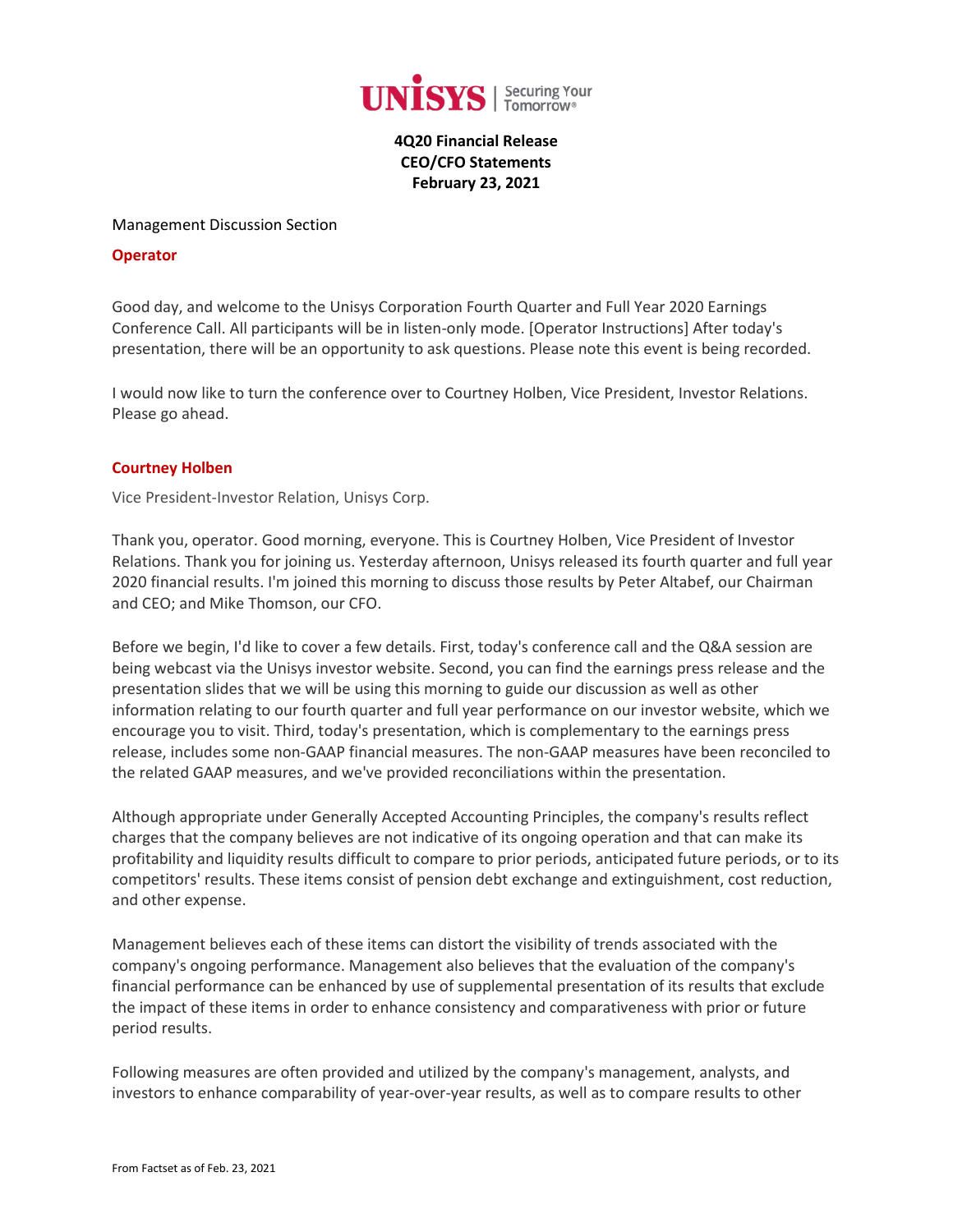**UNISYS | Securing Your Tomorrow®**

**4Q20 Financial Release**
**CEO/CFO Statements**
**February 23, 2021**

Management Discussion Section

**Operator**

Good day, and welcome to the Unisys Corporation Fourth Quarter and Full Year 2020 Earnings Conference Call. All participants will be in listen-only mode. [Operator Instructions] After today's presentation, there will be an opportunity to ask questions. Please note this event is being recorded.

I would now like to turn the conference over to Courtney Holben, Vice President, Investor Relations. Please go ahead.

**Courtney Holben**

Vice President-Investor Relation, Unisys Corp.

Thank you, operator. Good morning, everyone. This is Courtney Holben, Vice President of Investor Relations. Thank you for joining us. Yesterday afternoon, Unisys released its fourth quarter and full year 2020 financial results. I'm joined this morning to discuss those results by Peter Altabef, our Chairman and CEO; and Mike Thomson, our CFO.

Before we begin, I'd like to cover a few details. First, today's conference call and the Q&A session are being webcast via the Unisys investor website. Second, you can find the earnings press release and the presentation slides that we will be using this morning to guide our discussion as well as other information relating to our fourth quarter and full year performance on our investor website, which we encourage you to visit. Third, today's presentation, which is complementary to the earnings press release, includes some non-GAAP financial measures. The non-GAAP measures have been reconciled to the related GAAP measures, and we've provided reconciliations within the presentation.

Although appropriate under Generally Accepted Accounting Principles, the company's results reflect charges that the company believes are not indicative of its ongoing operation and that can make its profitability and liquidity results difficult to compare to prior periods, anticipated future periods, or to its competitors' results. These items consist of pension debt exchange and extinguishment, cost reduction, and other expense.

Management believes each of these items can distort the visibility of trends associated with the company's ongoing performance. Management also believes that the evaluation of the company's financial performance can be enhanced by use of supplemental presentation of its results that exclude the impact of these items in order to enhance consistency and comparativeness with prior or future period results.

Following measures are often provided and utilized by the company's management, analysts, and investors to enhance comparability of year-over-year results, as well as to compare results to other

From Factset as of Feb. 23, 2021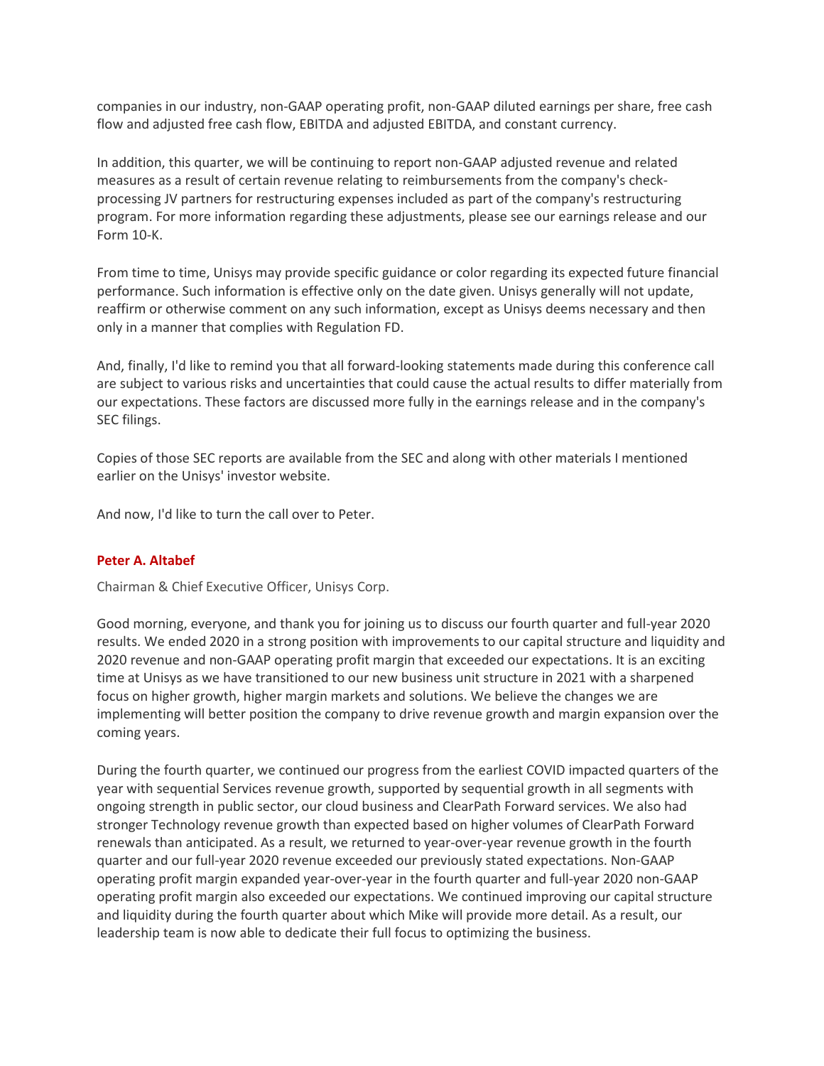companies in our industry, non-GAAP operating profit, non-GAAP diluted earnings per share, free cash flow and adjusted free cash flow, EBITDA and adjusted EBITDA, and constant currency.

In addition, this quarter, we will be continuing to report non-GAAP adjusted revenue and related measures as a result of certain revenue relating to reimbursements from the company's check-processing JV partners for restructuring expenses included as part of the company's restructuring program. For more information regarding these adjustments, please see our earnings release and our Form 10-K.

From time to time, Unisys may provide specific guidance or color regarding its expected future financial performance. Such information is effective only on the date given. Unisys generally will not update, reaffirm or otherwise comment on any such information, except as Unisys deems necessary and then only in a manner that complies with Regulation FD.

And, finally, I'd like to remind you that all forward-looking statements made during this conference call are subject to various risks and uncertainties that could cause the actual results to differ materially from our expectations. These factors are discussed more fully in the earnings release and in the company's SEC filings.

Copies of those SEC reports are available from the SEC and along with other materials I mentioned earlier on the Unisys' investor website.

And now, I'd like to turn the call over to Peter.

**Peter A. Altabef**

Chairman & Chief Executive Officer, Unisys Corp.

Good morning, everyone, and thank you for joining us to discuss our fourth quarter and full-year 2020 results. We ended 2020 in a strong position with improvements to our capital structure and liquidity and 2020 revenue and non-GAAP operating profit margin that exceeded our expectations. It is an exciting time at Unisys as we have transitioned to our new business unit structure in 2021 with a sharpened focus on higher growth, higher margin markets and solutions. We believe the changes we are implementing will better position the company to drive revenue growth and margin expansion over the coming years.

During the fourth quarter, we continued our progress from the earliest COVID impacted quarters of the year with sequential Services revenue growth, supported by sequential growth in all segments with ongoing strength in public sector, our cloud business and ClearPath Forward services. We also had stronger Technology revenue growth than expected based on higher volumes of ClearPath Forward renewals than anticipated. As a result, we returned to year-over-year revenue growth in the fourth quarter and our full-year 2020 revenue exceeded our previously stated expectations. Non-GAAP operating profit margin expanded year-over-year in the fourth quarter and full-year 2020 non-GAAP operating profit margin also exceeded our expectations. We continued improving our capital structure and liquidity during the fourth quarter about which Mike will provide more detail. As a result, our leadership team is now able to dedicate their full focus to optimizing the business.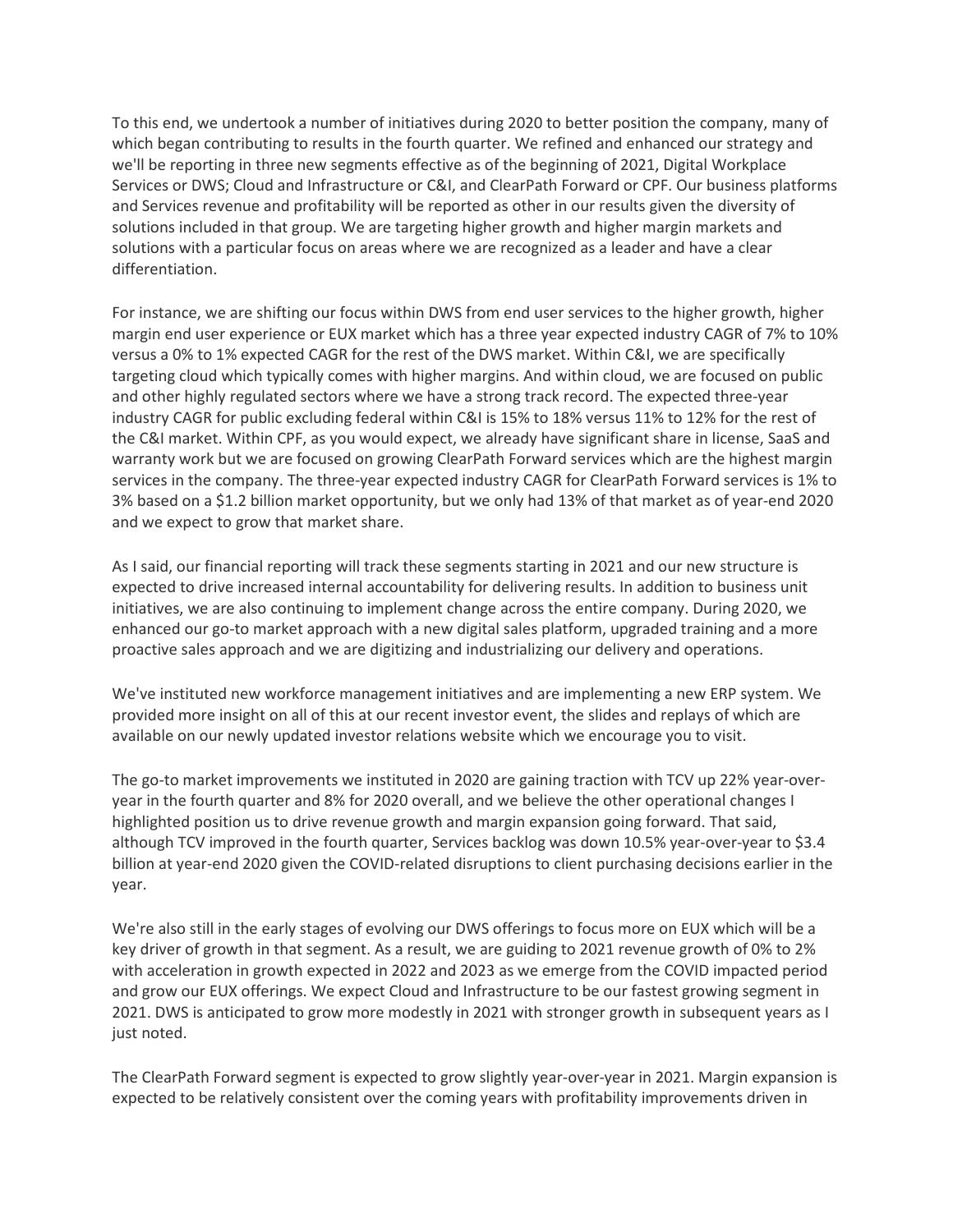To this end, we undertook a number of initiatives during 2020 to better position the company, many of which began contributing to results in the fourth quarter. We refined and enhanced our strategy and we'll be reporting in three new segments effective as of the beginning of 2021, Digital Workplace Services or DWS; Cloud and Infrastructure or C&I, and ClearPath Forward or CPF. Our business platforms and Services revenue and profitability will be reported as other in our results given the diversity of solutions included in that group. We are targeting higher growth and higher margin markets and solutions with a particular focus on areas where we are recognized as a leader and have a clear differentiation.

For instance, we are shifting our focus within DWS from end user services to the higher growth, higher margin end user experience or EUX market which has a three year expected industry CAGR of 7% to 10% versus a 0% to 1% expected CAGR for the rest of the DWS market. Within C&I, we are specifically targeting cloud which typically comes with higher margins. And within cloud, we are focused on public and other highly regulated sectors where we have a strong track record. The expected three-year industry CAGR for public excluding federal within C&I is 15% to 18% versus 11% to 12% for the rest of the C&I market. Within CPF, as you would expect, we already have significant share in license, SaaS and warranty work but we are focused on growing ClearPath Forward services which are the highest margin services in the company. The three-year expected industry CAGR for ClearPath Forward services is 1% to 3% based on a $1.2 billion market opportunity, but we only had 13% of that market as of year-end 2020 and we expect to grow that market share.

As I said, our financial reporting will track these segments starting in 2021 and our new structure is expected to drive increased internal accountability for delivering results. In addition to business unit initiatives, we are also continuing to implement change across the entire company. During 2020, we enhanced our go-to market approach with a new digital sales platform, upgraded training and a more proactive sales approach and we are digitizing and industrializing our delivery and operations.

We've instituted new workforce management initiatives and are implementing a new ERP system. We provided more insight on all of this at our recent investor event, the slides and replays of which are available on our newly updated investor relations website which we encourage you to visit.

The go-to market improvements we instituted in 2020 are gaining traction with TCV up 22% year-over-year in the fourth quarter and 8% for 2020 overall, and we believe the other operational changes I highlighted position us to drive revenue growth and margin expansion going forward. That said, although TCV improved in the fourth quarter, Services backlog was down 10.5% year-over-year to $3.4 billion at year-end 2020 given the COVID-related disruptions to client purchasing decisions earlier in the year.

We're also still in the early stages of evolving our DWS offerings to focus more on EUX which will be a key driver of growth in that segment. As a result, we are guiding to 2021 revenue growth of 0% to 2% with acceleration in growth expected in 2022 and 2023 as we emerge from the COVID impacted period and grow our EUX offerings. We expect Cloud and Infrastructure to be our fastest growing segment in 2021. DWS is anticipated to grow more modestly in 2021 with stronger growth in subsequent years as I just noted.

The ClearPath Forward segment is expected to grow slightly year-over-year in 2021. Margin expansion is expected to be relatively consistent over the coming years with profitability improvements driven in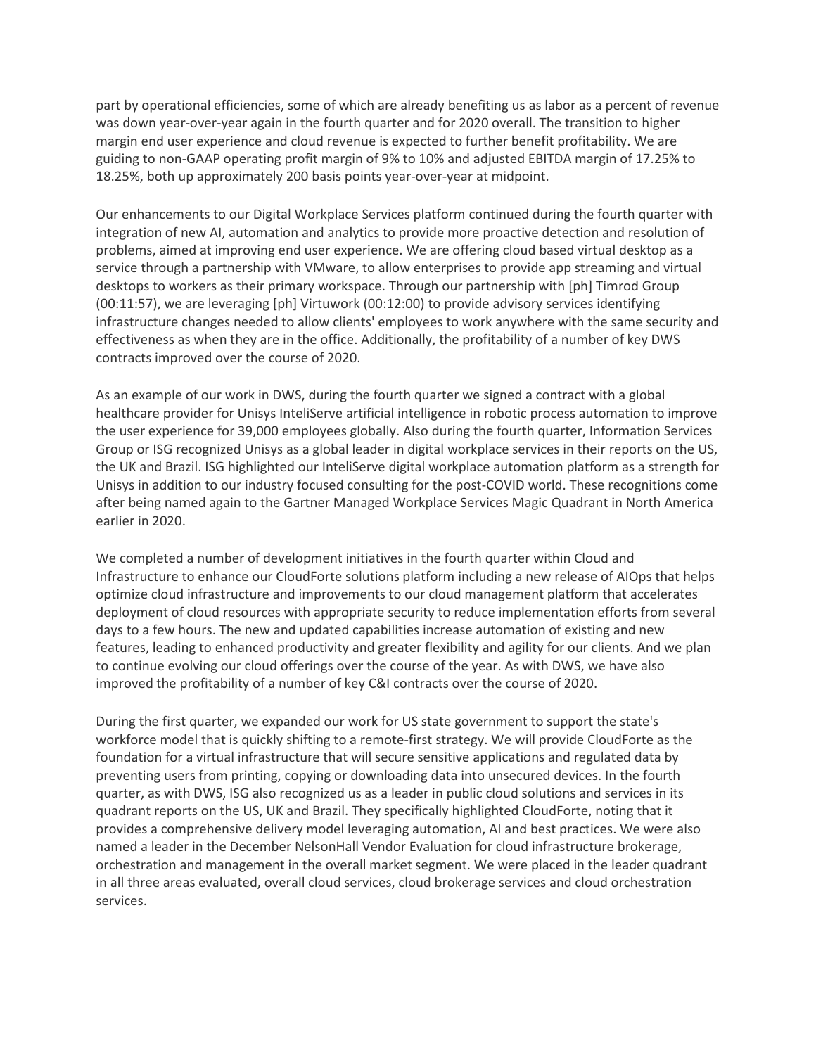part by operational efficiencies, some of which are already benefiting us as labor as a percent of revenue was down year-over-year again in the fourth quarter and for 2020 overall. The transition to higher margin end user experience and cloud revenue is expected to further benefit profitability. We are guiding to non-GAAP operating profit margin of 9% to 10% and adjusted EBITDA margin of 17.25% to 18.25%, both up approximately 200 basis points year-over-year at midpoint.

Our enhancements to our Digital Workplace Services platform continued during the fourth quarter with integration of new AI, automation and analytics to provide more proactive detection and resolution of problems, aimed at improving end user experience. We are offering cloud based virtual desktop as a service through a partnership with VMware, to allow enterprises to provide app streaming and virtual desktops to workers as their primary workspace. Through our partnership with [ph] Timrod Group (00:11:57), we are leveraging [ph] Virtuwork (00:12:00) to provide advisory services identifying infrastructure changes needed to allow clients' employees to work anywhere with the same security and effectiveness as when they are in the office. Additionally, the profitability of a number of key DWS contracts improved over the course of 2020.

As an example of our work in DWS, during the fourth quarter we signed a contract with a global healthcare provider for Unisys InteliServe artificial intelligence in robotic process automation to improve the user experience for 39,000 employees globally. Also during the fourth quarter, Information Services Group or ISG recognized Unisys as a global leader in digital workplace services in their reports on the US, the UK and Brazil. ISG highlighted our InteliServe digital workplace automation platform as a strength for Unisys in addition to our industry focused consulting for the post-COVID world. These recognitions come after being named again to the Gartner Managed Workplace Services Magic Quadrant in North America earlier in 2020.

We completed a number of development initiatives in the fourth quarter within Cloud and Infrastructure to enhance our CloudForte solutions platform including a new release of AIOps that helps optimize cloud infrastructure and improvements to our cloud management platform that accelerates deployment of cloud resources with appropriate security to reduce implementation efforts from several days to a few hours. The new and updated capabilities increase automation of existing and new features, leading to enhanced productivity and greater flexibility and agility for our clients. And we plan to continue evolving our cloud offerings over the course of the year. As with DWS, we have also improved the profitability of a number of key C&I contracts over the course of 2020.

During the first quarter, we expanded our work for US state government to support the state's workforce model that is quickly shifting to a remote-first strategy. We will provide CloudForte as the foundation for a virtual infrastructure that will secure sensitive applications and regulated data by preventing users from printing, copying or downloading data into unsecured devices. In the fourth quarter, as with DWS, ISG also recognized us as a leader in public cloud solutions and services in its quadrant reports on the US, UK and Brazil. They specifically highlighted CloudForte, noting that it provides a comprehensive delivery model leveraging automation, AI and best practices. We were also named a leader in the December NelsonHall Vendor Evaluation for cloud infrastructure brokerage, orchestration and management in the overall market segment. We were placed in the leader quadrant in all three areas evaluated, overall cloud services, cloud brokerage services and cloud orchestration services.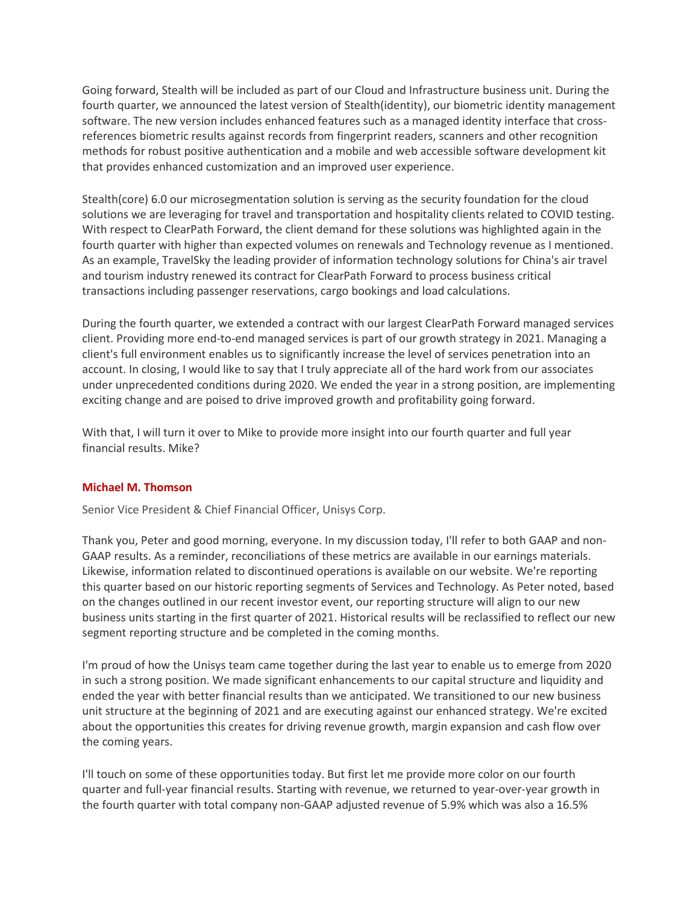Going forward, Stealth will be included as part of our Cloud and Infrastructure business unit. During the fourth quarter, we announced the latest version of Stealth(identity), our biometric identity management software. The new version includes enhanced features such as a managed identity interface that cross-references biometric results against records from fingerprint readers, scanners and other recognition methods for robust positive authentication and a mobile and web accessible software development kit that provides enhanced customization and an improved user experience.

Stealth(core) 6.0 our microsegmentation solution is serving as the security foundation for the cloud solutions we are leveraging for travel and transportation and hospitality clients related to COVID testing. With respect to ClearPath Forward, the client demand for these solutions was highlighted again in the fourth quarter with higher than expected volumes on renewals and Technology revenue as I mentioned. As an example, TravelSky the leading provider of information technology solutions for China's air travel and tourism industry renewed its contract for ClearPath Forward to process business critical transactions including passenger reservations, cargo bookings and load calculations.

During the fourth quarter, we extended a contract with our largest ClearPath Forward managed services client. Providing more end-to-end managed services is part of our growth strategy in 2021. Managing a client's full environment enables us to significantly increase the level of services penetration into an account. In closing, I would like to say that I truly appreciate all of the hard work from our associates under unprecedented conditions during 2020. We ended the year in a strong position, are implementing exciting change and are poised to drive improved growth and profitability going forward.

With that, I will turn it over to Mike to provide more insight into our fourth quarter and full year financial results. Mike?

**Michael M. Thomson**

Senior Vice President & Chief Financial Officer, Unisys Corp.

Thank you, Peter and good morning, everyone. In my discussion today, I'll refer to both GAAP and non-GAAP results. As a reminder, reconciliations of these metrics are available in our earnings materials. Likewise, information related to discontinued operations is available on our website. We're reporting this quarter based on our historic reporting segments of Services and Technology. As Peter noted, based on the changes outlined in our recent investor event, our reporting structure will align to our new business units starting in the first quarter of 2021. Historical results will be reclassified to reflect our new segment reporting structure and be completed in the coming months.

I'm proud of how the Unisys team came together during the last year to enable us to emerge from 2020 in such a strong position. We made significant enhancements to our capital structure and liquidity and ended the year with better financial results than we anticipated. We transitioned to our new business unit structure at the beginning of 2021 and are executing against our enhanced strategy. We're excited about the opportunities this creates for driving revenue growth, margin expansion and cash flow over the coming years.

I'll touch on some of these opportunities today. But first let me provide more color on our fourth quarter and full-year financial results. Starting with revenue, we returned to year-over-year growth in the fourth quarter with total company non-GAAP adjusted revenue of 5.9% which was also a 16.5%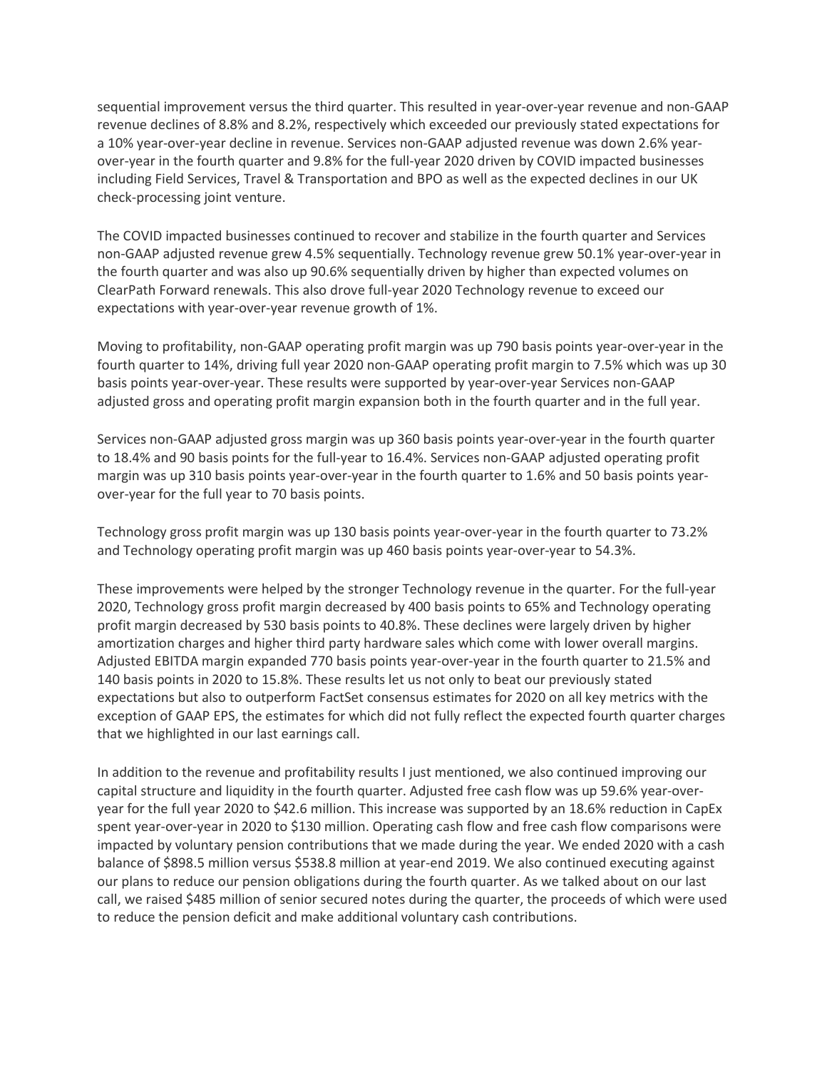sequential improvement versus the third quarter. This resulted in year-over-year revenue and non-GAAP revenue declines of 8.8% and 8.2%, respectively which exceeded our previously stated expectations for a 10% year-over-year decline in revenue. Services non-GAAP adjusted revenue was down 2.6% year-over-year in the fourth quarter and 9.8% for the full-year 2020 driven by COVID impacted businesses including Field Services, Travel & Transportation and BPO as well as the expected declines in our UK check-processing joint venture.

The COVID impacted businesses continued to recover and stabilize in the fourth quarter and Services non-GAAP adjusted revenue grew 4.5% sequentially. Technology revenue grew 50.1% year-over-year in the fourth quarter and was also up 90.6% sequentially driven by higher than expected volumes on ClearPath Forward renewals. This also drove full-year 2020 Technology revenue to exceed our expectations with year-over-year revenue growth of 1%.

Moving to profitability, non-GAAP operating profit margin was up 790 basis points year-over-year in the fourth quarter to 14%, driving full year 2020 non-GAAP operating profit margin to 7.5% which was up 30 basis points year-over-year. These results were supported by year-over-year Services non-GAAP adjusted gross and operating profit margin expansion both in the fourth quarter and in the full year.

Services non-GAAP adjusted gross margin was up 360 basis points year-over-year in the fourth quarter to 18.4% and 90 basis points for the full-year to 16.4%. Services non-GAAP adjusted operating profit margin was up 310 basis points year-over-year in the fourth quarter to 1.6% and 50 basis points year-over-year for the full year to 70 basis points.

Technology gross profit margin was up 130 basis points year-over-year in the fourth quarter to 73.2% and Technology operating profit margin was up 460 basis points year-over-year to 54.3%.

These improvements were helped by the stronger Technology revenue in the quarter. For the full-year 2020, Technology gross profit margin decreased by 400 basis points to 65% and Technology operating profit margin decreased by 530 basis points to 40.8%. These declines were largely driven by higher amortization charges and higher third party hardware sales which come with lower overall margins. Adjusted EBITDA margin expanded 770 basis points year-over-year in the fourth quarter to 21.5% and 140 basis points in 2020 to 15.8%. These results let us not only to beat our previously stated expectations but also to outperform FactSet consensus estimates for 2020 on all key metrics with the exception of GAAP EPS, the estimates for which did not fully reflect the expected fourth quarter charges that we highlighted in our last earnings call.

In addition to the revenue and profitability results I just mentioned, we also continued improving our capital structure and liquidity in the fourth quarter. Adjusted free cash flow was up 59.6% year-over-year for the full year 2020 to $42.6 million. This increase was supported by an 18.6% reduction in CapEx spent year-over-year in 2020 to $130 million. Operating cash flow and free cash flow comparisons were impacted by voluntary pension contributions that we made during the year. We ended 2020 with a cash balance of $898.5 million versus $538.8 million at year-end 2019. We also continued executing against our plans to reduce our pension obligations during the fourth quarter. As we talked about on our last call, we raised $485 million of senior secured notes during the quarter, the proceeds of which were used to reduce the pension deficit and make additional voluntary cash contributions.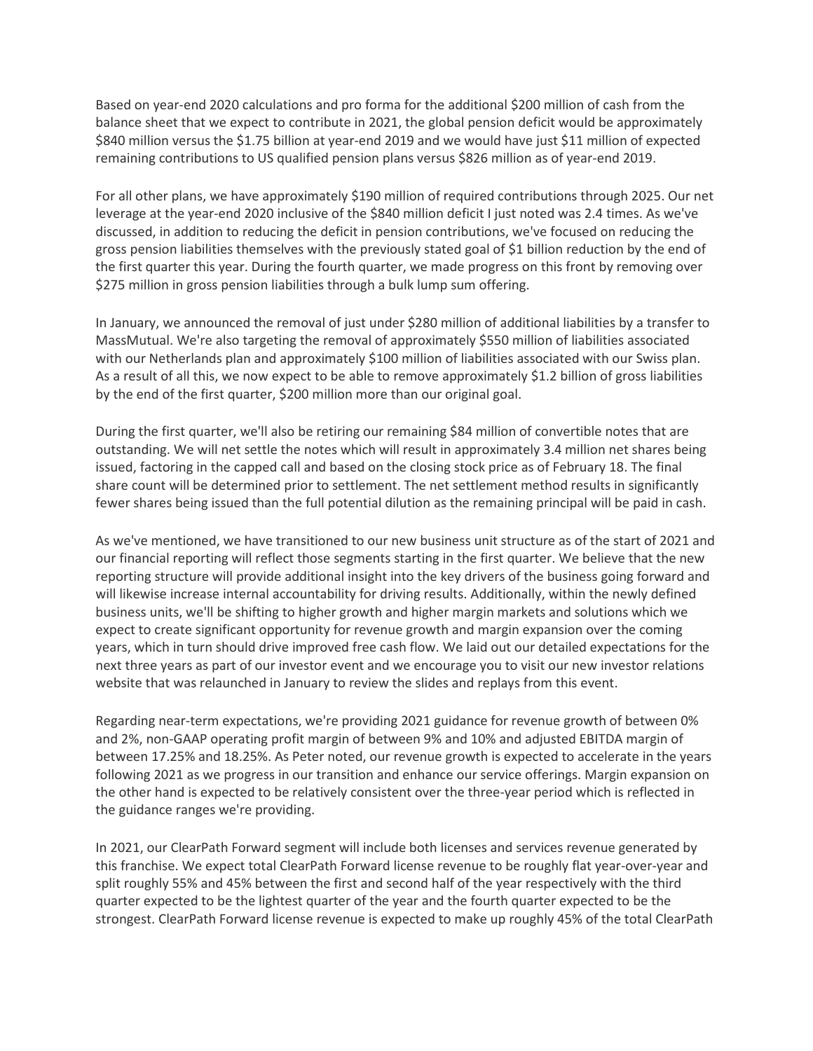Based on year-end 2020 calculations and pro forma for the additional $200 million of cash from the balance sheet that we expect to contribute in 2021, the global pension deficit would be approximately $840 million versus the $1.75 billion at year-end 2019 and we would have just $11 million of expected remaining contributions to US qualified pension plans versus $826 million as of year-end 2019.

For all other plans, we have approximately $190 million of required contributions through 2025. Our net leverage at the year-end 2020 inclusive of the $840 million deficit I just noted was 2.4 times. As we've discussed, in addition to reducing the deficit in pension contributions, we've focused on reducing the gross pension liabilities themselves with the previously stated goal of $1 billion reduction by the end of the first quarter this year. During the fourth quarter, we made progress on this front by removing over $275 million in gross pension liabilities through a bulk lump sum offering.

In January, we announced the removal of just under $280 million of additional liabilities by a transfer to MassMutual. We're also targeting the removal of approximately $550 million of liabilities associated with our Netherlands plan and approximately $100 million of liabilities associated with our Swiss plan. As a result of all this, we now expect to be able to remove approximately $1.2 billion of gross liabilities by the end of the first quarter, $200 million more than our original goal.

During the first quarter, we'll also be retiring our remaining $84 million of convertible notes that are outstanding. We will net settle the notes which will result in approximately 3.4 million net shares being issued, factoring in the capped call and based on the closing stock price as of February 18. The final share count will be determined prior to settlement. The net settlement method results in significantly fewer shares being issued than the full potential dilution as the remaining principal will be paid in cash.

As we've mentioned, we have transitioned to our new business unit structure as of the start of 2021 and our financial reporting will reflect those segments starting in the first quarter. We believe that the new reporting structure will provide additional insight into the key drivers of the business going forward and will likewise increase internal accountability for driving results. Additionally, within the newly defined business units, we'll be shifting to higher growth and higher margin markets and solutions which we expect to create significant opportunity for revenue growth and margin expansion over the coming years, which in turn should drive improved free cash flow. We laid out our detailed expectations for the next three years as part of our investor event and we encourage you to visit our new investor relations website that was relaunched in January to review the slides and replays from this event.

Regarding near-term expectations, we're providing 2021 guidance for revenue growth of between 0% and 2%, non-GAAP operating profit margin of between 9% and 10% and adjusted EBITDA margin of between 17.25% and 18.25%. As Peter noted, our revenue growth is expected to accelerate in the years following 2021 as we progress in our transition and enhance our service offerings. Margin expansion on the other hand is expected to be relatively consistent over the three-year period which is reflected in the guidance ranges we're providing.

In 2021, our ClearPath Forward segment will include both licenses and services revenue generated by this franchise. We expect total ClearPath Forward license revenue to be roughly flat year-over-year and split roughly 55% and 45% between the first and second half of the year respectively with the third quarter expected to be the lightest quarter of the year and the fourth quarter expected to be the strongest. ClearPath Forward license revenue is expected to make up roughly 45% of the total ClearPath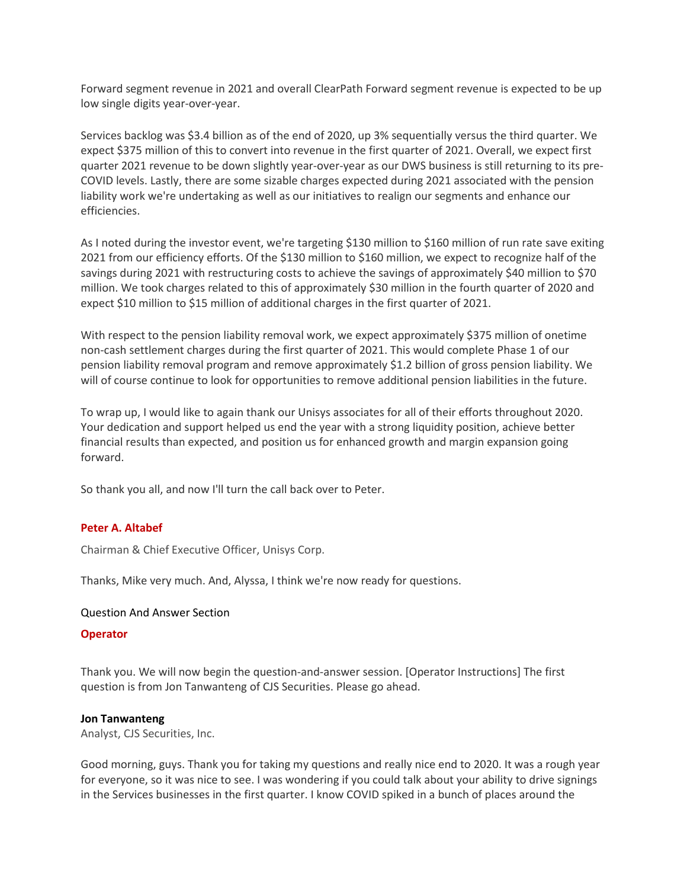Forward segment revenue in 2021 and overall ClearPath Forward segment revenue is expected to be up low single digits year-over-year.

Services backlog was $3.4 billion as of the end of 2020, up 3% sequentially versus the third quarter. We expect $375 million of this to convert into revenue in the first quarter of 2021. Overall, we expect first quarter 2021 revenue to be down slightly year-over-year as our DWS business is still returning to its pre-COVID levels. Lastly, there are some sizable charges expected during 2021 associated with the pension liability work we're undertaking as well as our initiatives to realign our segments and enhance our efficiencies.

As I noted during the investor event, we're targeting $130 million to $160 million of run rate save exiting 2021 from our efficiency efforts. Of the $130 million to $160 million, we expect to recognize half of the savings during 2021 with restructuring costs to achieve the savings of approximately $40 million to $70 million. We took charges related to this of approximately $30 million in the fourth quarter of 2020 and expect $10 million to $15 million of additional charges in the first quarter of 2021.

With respect to the pension liability removal work, we expect approximately $375 million of onetime non-cash settlement charges during the first quarter of 2021. This would complete Phase 1 of our pension liability removal program and remove approximately $1.2 billion of gross pension liability. We will of course continue to look for opportunities to remove additional pension liabilities in the future.

To wrap up, I would like to again thank our Unisys associates for all of their efforts throughout 2020. Your dedication and support helped us end the year with a strong liquidity position, achieve better financial results than expected, and position us for enhanced growth and margin expansion going forward.

So thank you all, and now I'll turn the call back over to Peter.

**Peter A. Altabef**

Chairman & Chief Executive Officer, Unisys Corp.

Thanks, Mike very much. And, Alyssa, I think we're now ready for questions.

Question And Answer Section

**Operator**

Thank you. We will now begin the question-and-answer session. [Operator Instructions] The first question is from Jon Tanwanteng of CJS Securities. Please go ahead.

**Jon Tanwanteng**

Analyst, CJS Securities, Inc.

Good morning, guys. Thank you for taking my questions and really nice end to 2020. It was a rough year for everyone, so it was nice to see. I was wondering if you could talk about your ability to drive signings in the Services businesses in the first quarter. I know COVID spiked in a bunch of places around the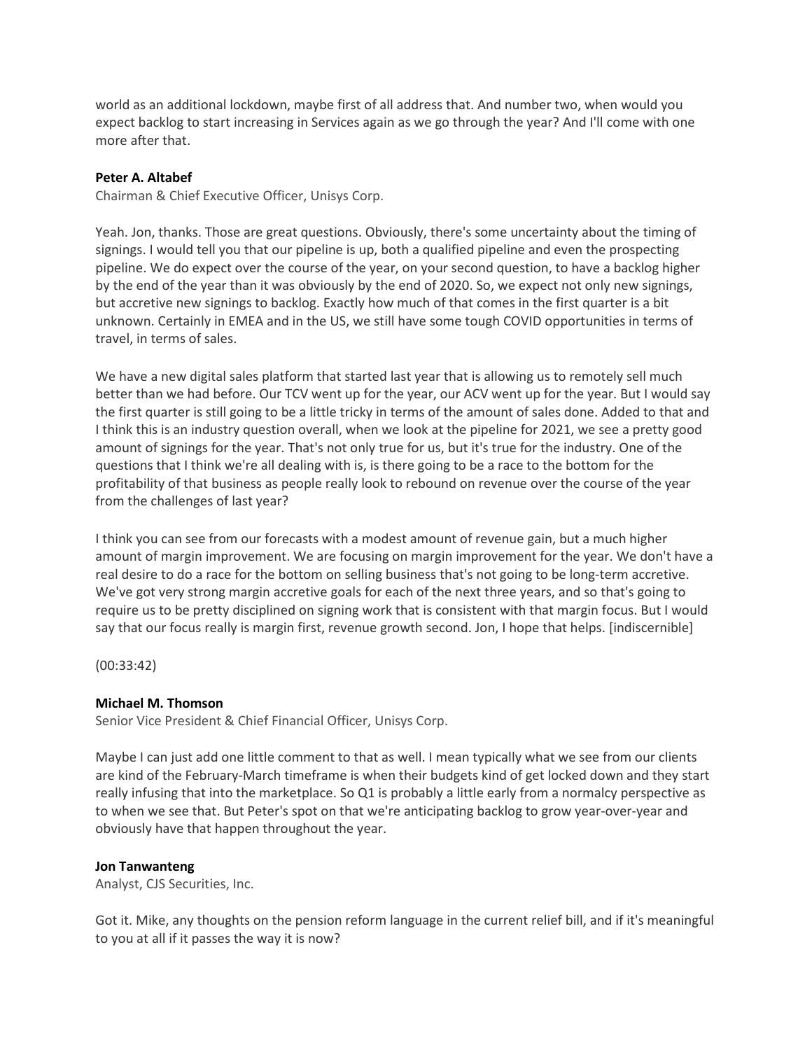world as an additional lockdown, maybe first of all address that. And number two, when would you expect backlog to start increasing in Services again as we go through the year? And I'll come with one more after that.

**Peter A. Altabef**
Chairman & Chief Executive Officer, Unisys Corp.

Yeah. Jon, thanks. Those are great questions. Obviously, there's some uncertainty about the timing of signings. I would tell you that our pipeline is up, both a qualified pipeline and even the prospecting pipeline. We do expect over the course of the year, on your second question, to have a backlog higher by the end of the year than it was obviously by the end of 2020. So, we expect not only new signings, but accretive new signings to backlog. Exactly how much of that comes in the first quarter is a bit unknown. Certainly in EMEA and in the US, we still have some tough COVID opportunities in terms of travel, in terms of sales.

We have a new digital sales platform that started last year that is allowing us to remotely sell much better than we had before. Our TCV went up for the year, our ACV went up for the year. But I would say the first quarter is still going to be a little tricky in terms of the amount of sales done. Added to that and I think this is an industry question overall, when we look at the pipeline for 2021, we see a pretty good amount of signings for the year. That's not only true for us, but it's true for the industry. One of the questions that I think we're all dealing with is, is there going to be a race to the bottom for the profitability of that business as people really look to rebound on revenue over the course of the year from the challenges of last year?

I think you can see from our forecasts with a modest amount of revenue gain, but a much higher amount of margin improvement. We are focusing on margin improvement for the year. We don't have a real desire to do a race for the bottom on selling business that's not going to be long-term accretive. We've got very strong margin accretive goals for each of the next three years, and so that's going to require us to be pretty disciplined on signing work that is consistent with that margin focus. But I would say that our focus really is margin first, revenue growth second. Jon, I hope that helps. [indiscernible]

(00:33:42)

**Michael M. Thomson**
Senior Vice President & Chief Financial Officer, Unisys Corp.

Maybe I can just add one little comment to that as well. I mean typically what we see from our clients are kind of the February-March timeframe is when their budgets kind of get locked down and they start really infusing that into the marketplace. So Q1 is probably a little early from a normalcy perspective as to when we see that. But Peter's spot on that we're anticipating backlog to grow year-over-year and obviously have that happen throughout the year.

**Jon Tanwanteng**
Analyst, CJS Securities, Inc.

Got it. Mike, any thoughts on the pension reform language in the current relief bill, and if it's meaningful to you at all if it passes the way it is now?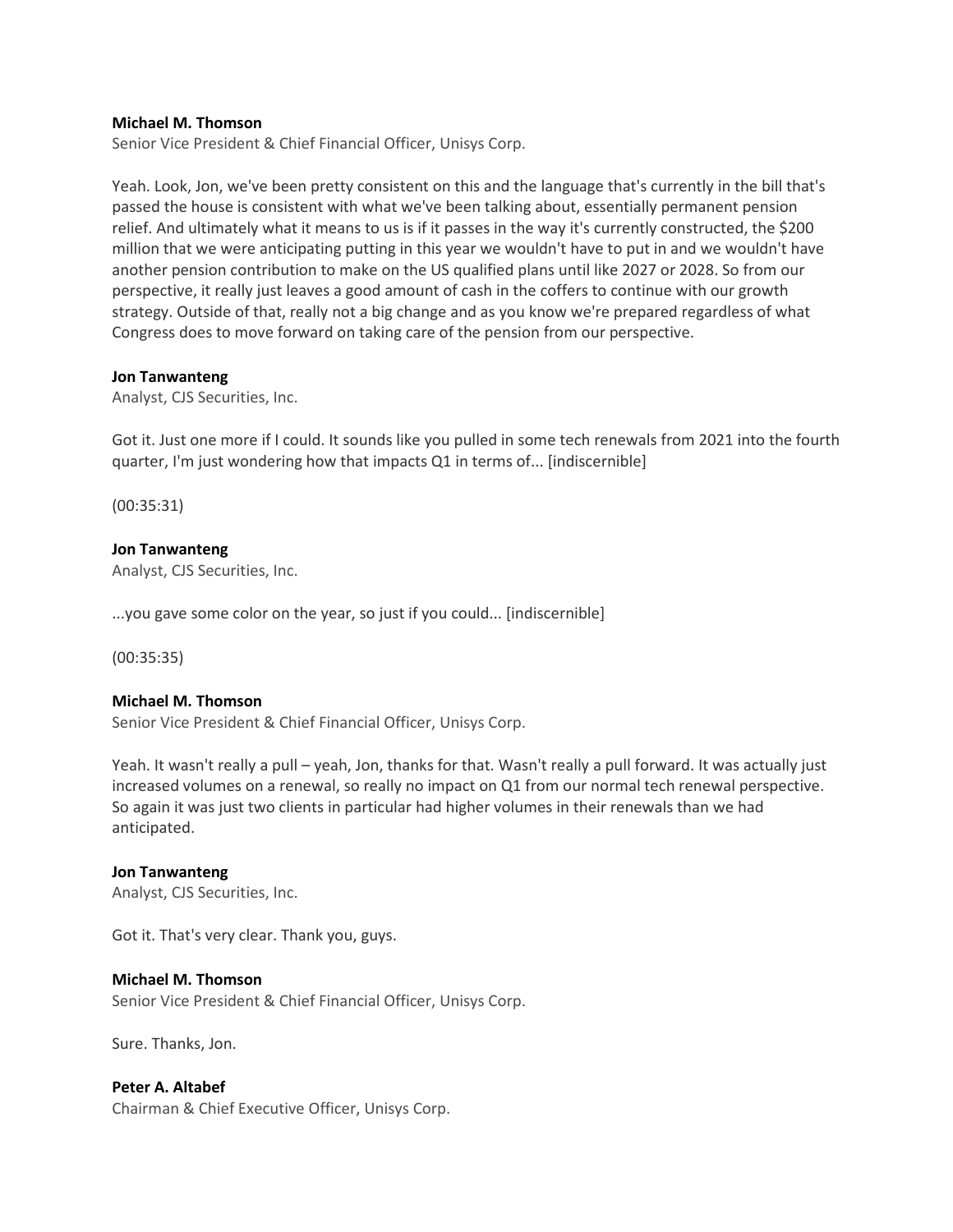**Michael M. Thomson**
Senior Vice President & Chief Financial Officer, Unisys Corp.

Yeah. Look, Jon, we've been pretty consistent on this and the language that's currently in the bill that's passed the house is consistent with what we've been talking about, essentially permanent pension relief. And ultimately what it means to us is if it passes in the way it's currently constructed, the $200 million that we were anticipating putting in this year we wouldn't have to put in and we wouldn't have another pension contribution to make on the US qualified plans until like 2027 or 2028. So from our perspective, it really just leaves a good amount of cash in the coffers to continue with our growth strategy. Outside of that, really not a big change and as you know we're prepared regardless of what Congress does to move forward on taking care of the pension from our perspective.

**Jon Tanwanteng**
Analyst, CJS Securities, Inc.

Got it. Just one more if I could. It sounds like you pulled in some tech renewals from 2021 into the fourth quarter, I'm just wondering how that impacts Q1 in terms of... [indiscernible]

(00:35:31)

**Jon Tanwanteng**
Analyst, CJS Securities, Inc.

...you gave some color on the year, so just if you could... [indiscernible]

(00:35:35)

**Michael M. Thomson**
Senior Vice President & Chief Financial Officer, Unisys Corp.

Yeah. It wasn't really a pull – yeah, Jon, thanks for that. Wasn't really a pull forward. It was actually just increased volumes on a renewal, so really no impact on Q1 from our normal tech renewal perspective. So again it was just two clients in particular had higher volumes in their renewals than we had anticipated.

**Jon Tanwanteng**
Analyst, CJS Securities, Inc.

Got it. That's very clear. Thank you, guys.

**Michael M. Thomson**
Senior Vice President & Chief Financial Officer, Unisys Corp.

Sure. Thanks, Jon.

**Peter A. Altabef**
Chairman & Chief Executive Officer, Unisys Corp.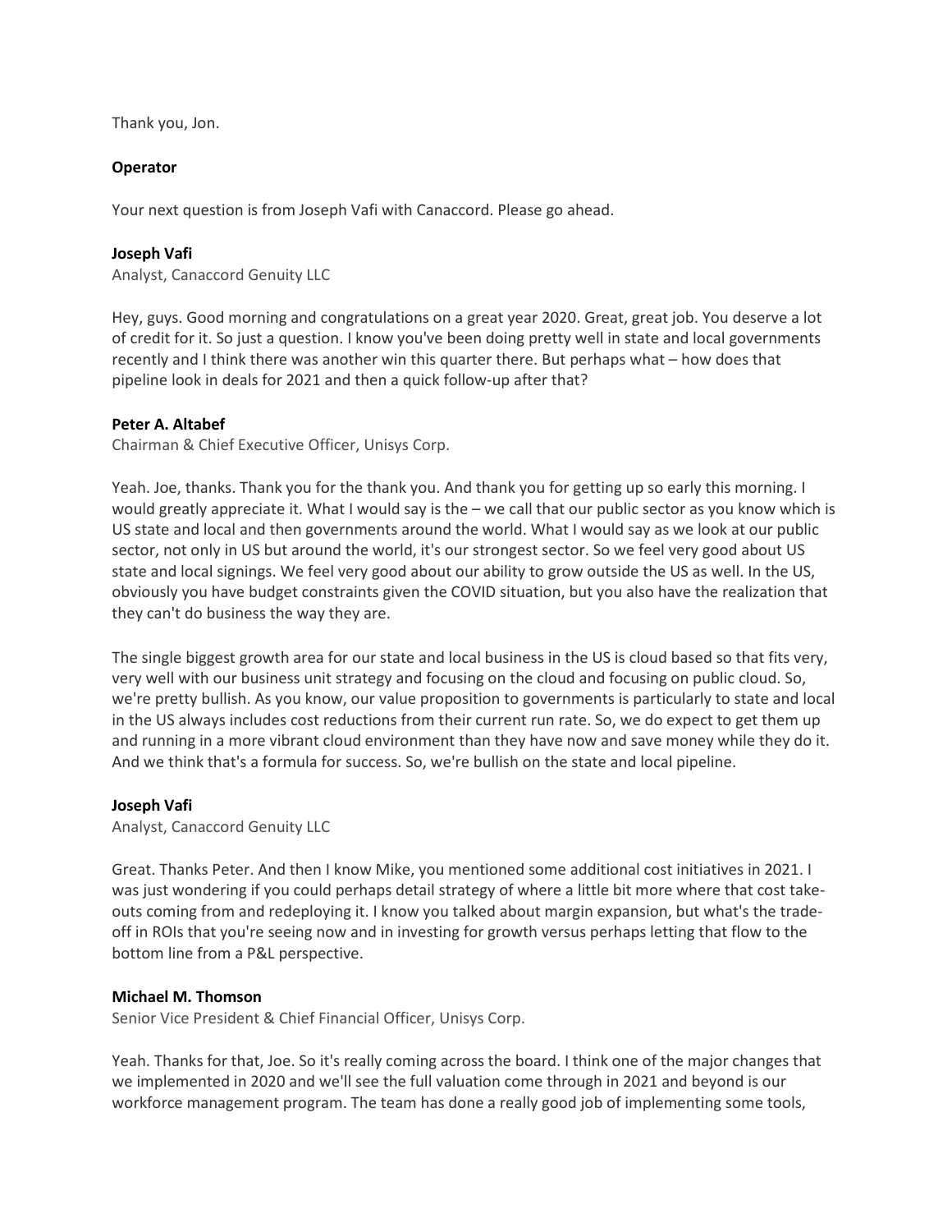Thank you, Jon.

**Operator**

Your next question is from Joseph Vafi with Canaccord. Please go ahead.

**Joseph Vafi**

Analyst, Canaccord Genuity LLC

Hey, guys. Good morning and congratulations on a great year 2020. Great, great job. You deserve a lot of credit for it. So just a question. I know you've been doing pretty well in state and local governments recently and I think there was another win this quarter there. But perhaps what – how does that pipeline look in deals for 2021 and then a quick follow-up after that?

**Peter A. Altabef**

Chairman & Chief Executive Officer, Unisys Corp.

Yeah. Joe, thanks. Thank you for the thank you. And thank you for getting up so early this morning. I would greatly appreciate it. What I would say is the – we call that our public sector as you know which is US state and local and then governments around the world. What I would say as we look at our public sector, not only in US but around the world, it's our strongest sector. So we feel very good about US state and local signings. We feel very good about our ability to grow outside the US as well. In the US, obviously you have budget constraints given the COVID situation, but you also have the realization that they can't do business the way they are.

The single biggest growth area for our state and local business in the US is cloud based so that fits very, very well with our business unit strategy and focusing on the cloud and focusing on public cloud. So, we're pretty bullish. As you know, our value proposition to governments is particularly to state and local in the US always includes cost reductions from their current run rate. So, we do expect to get them up and running in a more vibrant cloud environment than they have now and save money while they do it. And we think that's a formula for success. So, we're bullish on the state and local pipeline.

**Joseph Vafi**

Analyst, Canaccord Genuity LLC

Great. Thanks Peter. And then I know Mike, you mentioned some additional cost initiatives in 2021. I was just wondering if you could perhaps detail strategy of where a little bit more where that cost take-outs coming from and redeploying it. I know you talked about margin expansion, but what's the trade-off in ROIs that you're seeing now and in investing for growth versus perhaps letting that flow to the bottom line from a P&L perspective.

**Michael M. Thomson**

Senior Vice President & Chief Financial Officer, Unisys Corp.

Yeah. Thanks for that, Joe. So it's really coming across the board. I think one of the major changes that we implemented in 2020 and we'll see the full valuation come through in 2021 and beyond is our workforce management program. The team has done a really good job of implementing some tools,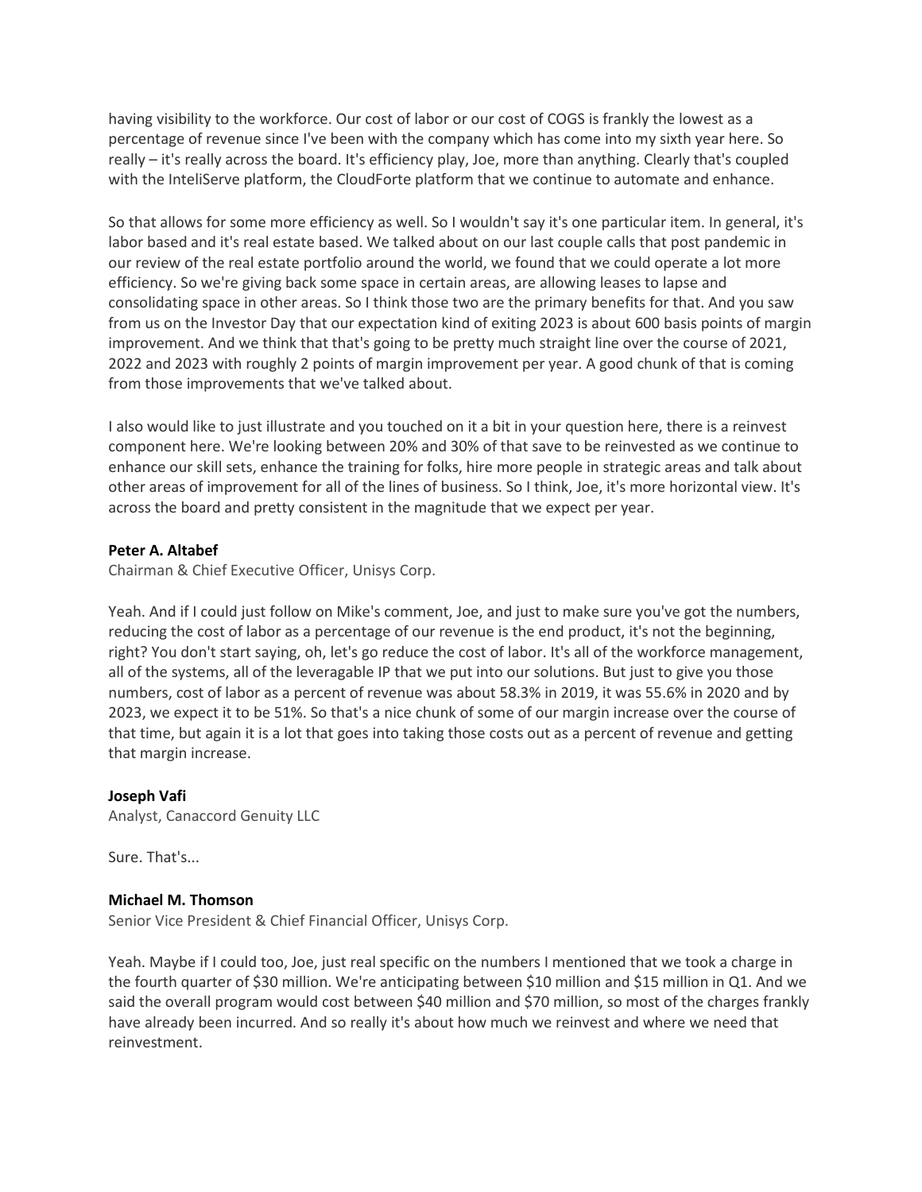having visibility to the workforce. Our cost of labor or our cost of COGS is frankly the lowest as a percentage of revenue since I've been with the company which has come into my sixth year here. So really – it's really across the board. It's efficiency play, Joe, more than anything. Clearly that's coupled with the InteliServe platform, the CloudForte platform that we continue to automate and enhance.

So that allows for some more efficiency as well. So I wouldn't say it's one particular item. In general, it's labor based and it's real estate based. We talked about on our last couple calls that post pandemic in our review of the real estate portfolio around the world, we found that we could operate a lot more efficiency. So we're giving back some space in certain areas, are allowing leases to lapse and consolidating space in other areas. So I think those two are the primary benefits for that. And you saw from us on the Investor Day that our expectation kind of exiting 2023 is about 600 basis points of margin improvement. And we think that that's going to be pretty much straight line over the course of 2021, 2022 and 2023 with roughly 2 points of margin improvement per year. A good chunk of that is coming from those improvements that we've talked about.

I also would like to just illustrate and you touched on it a bit in your question here, there is a reinvest component here. We're looking between 20% and 30% of that save to be reinvested as we continue to enhance our skill sets, enhance the training for folks, hire more people in strategic areas and talk about other areas of improvement for all of the lines of business. So I think, Joe, it's more horizontal view. It's across the board and pretty consistent in the magnitude that we expect per year.

**Peter A. Altabef**

Chairman & Chief Executive Officer, Unisys Corp.

Yeah. And if I could just follow on Mike's comment, Joe, and just to make sure you've got the numbers, reducing the cost of labor as a percentage of our revenue is the end product, it's not the beginning, right? You don't start saying, oh, let's go reduce the cost of labor. It's all of the workforce management, all of the systems, all of the leveragable IP that we put into our solutions. But just to give you those numbers, cost of labor as a percent of revenue was about 58.3% in 2019, it was 55.6% in 2020 and by 2023, we expect it to be 51%. So that's a nice chunk of some of our margin increase over the course of that time, but again it is a lot that goes into taking those costs out as a percent of revenue and getting that margin increase.

**Joseph Vafi**

Analyst, Canaccord Genuity LLC

Sure. That's...

**Michael M. Thomson**

Senior Vice President & Chief Financial Officer, Unisys Corp.

Yeah. Maybe if I could too, Joe, just real specific on the numbers I mentioned that we took a charge in the fourth quarter of $30 million. We're anticipating between $10 million and $15 million in Q1. And we said the overall program would cost between $40 million and $70 million, so most of the charges frankly have already been incurred. And so really it's about how much we reinvest and where we need that reinvestment.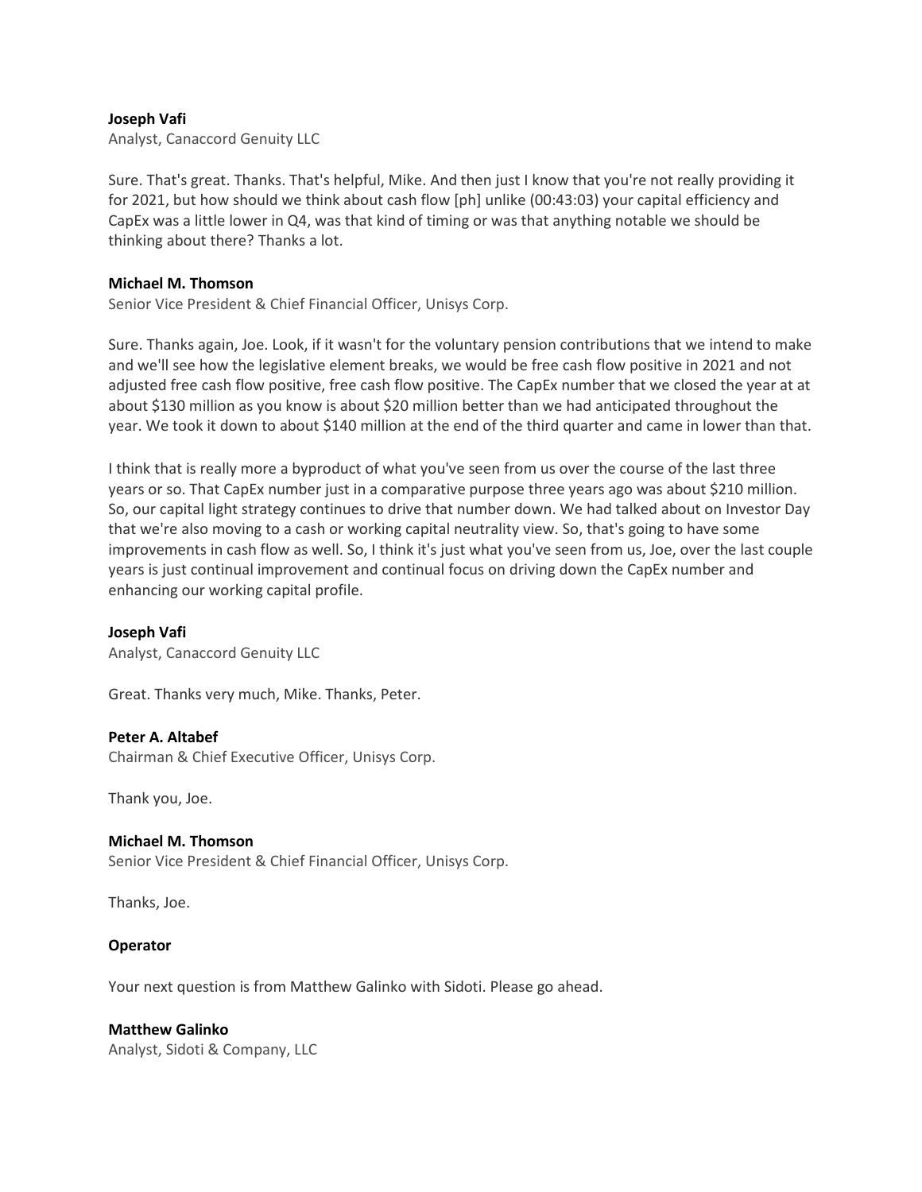**Joseph Vafi**
Analyst, Canaccord Genuity LLC

Sure. That's great. Thanks. That's helpful, Mike. And then just I know that you're not really providing it for 2021, but how should we think about cash flow [ph] unlike (00:43:03) your capital efficiency and CapEx was a little lower in Q4, was that kind of timing or was that anything notable we should be thinking about there? Thanks a lot.

**Michael M. Thomson**
Senior Vice President & Chief Financial Officer, Unisys Corp.

Sure. Thanks again, Joe. Look, if it wasn't for the voluntary pension contributions that we intend to make and we'll see how the legislative element breaks, we would be free cash flow positive in 2021 and not adjusted free cash flow positive, free cash flow positive. The CapEx number that we closed the year at at about $130 million as you know is about $20 million better than we had anticipated throughout the year. We took it down to about $140 million at the end of the third quarter and came in lower than that.

I think that is really more a byproduct of what you've seen from us over the course of the last three years or so. That CapEx number just in a comparative purpose three years ago was about $210 million. So, our capital light strategy continues to drive that number down. We had talked about on Investor Day that we're also moving to a cash or working capital neutrality view. So, that's going to have some improvements in cash flow as well. So, I think it's just what you've seen from us, Joe, over the last couple years is just continual improvement and continual focus on driving down the CapEx number and enhancing our working capital profile.

**Joseph Vafi**
Analyst, Canaccord Genuity LLC

Great. Thanks very much, Mike. Thanks, Peter.

**Peter A. Altabef**
Chairman & Chief Executive Officer, Unisys Corp.

Thank you, Joe.

**Michael M. Thomson**
Senior Vice President & Chief Financial Officer, Unisys Corp.

Thanks, Joe.

**Operator**

Your next question is from Matthew Galinko with Sidoti. Please go ahead.

**Matthew Galinko**
Analyst, Sidoti & Company, LLC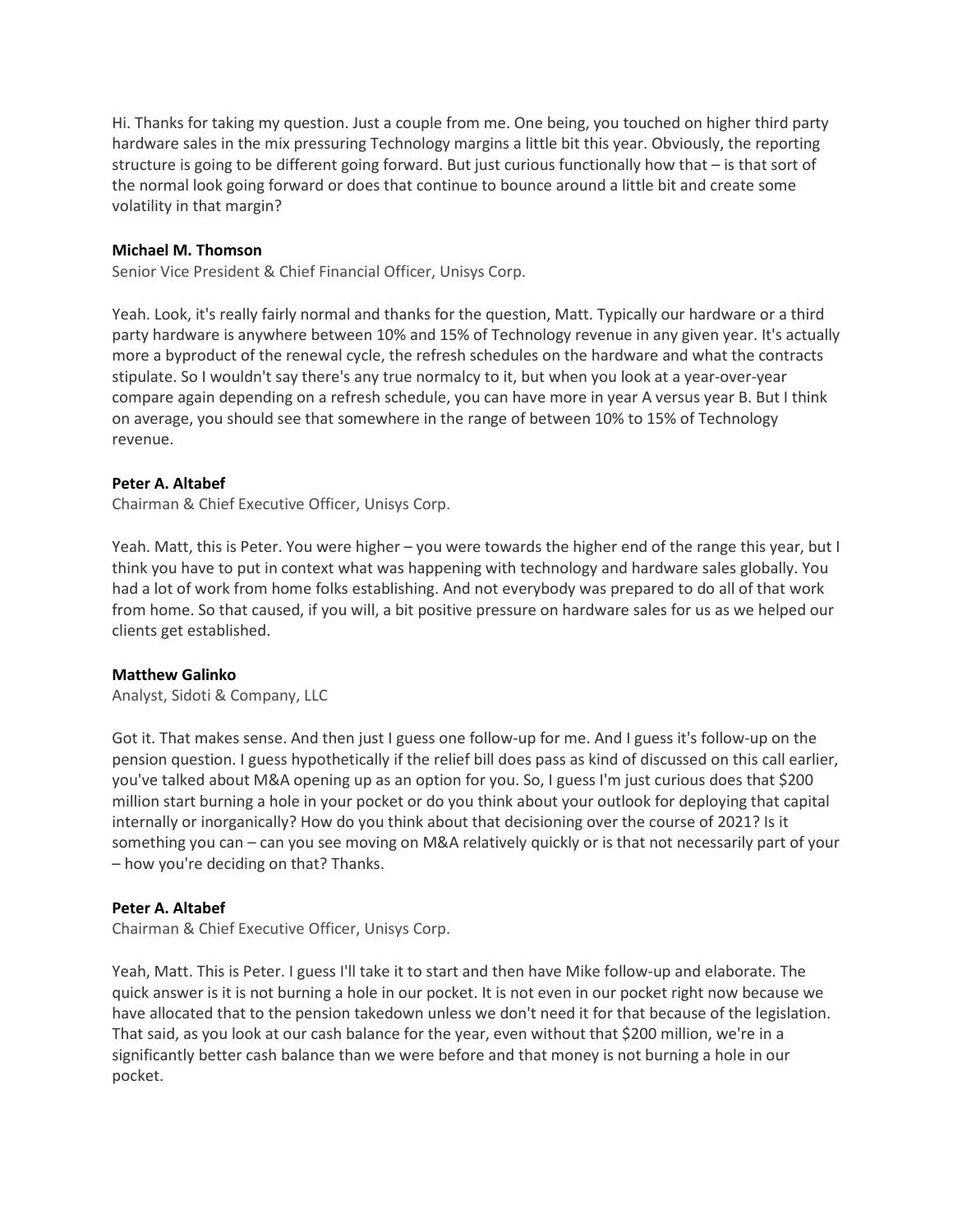Hi. Thanks for taking my question. Just a couple from me. One being, you touched on higher third party hardware sales in the mix pressuring Technology margins a little bit this year. Obviously, the reporting structure is going to be different going forward. But just curious functionally how that – is that sort of the normal look going forward or does that continue to bounce around a little bit and create some volatility in that margin?

**Michael M. Thomson**

Senior Vice President & Chief Financial Officer, Unisys Corp.

Yeah. Look, it's really fairly normal and thanks for the question, Matt. Typically our hardware or a third party hardware is anywhere between 10% and 15% of Technology revenue in any given year. It's actually more a byproduct of the renewal cycle, the refresh schedules on the hardware and what the contracts stipulate. So I wouldn't say there's any true normalcy to it, but when you look at a year-over-year compare again depending on a refresh schedule, you can have more in year A versus year B. But I think on average, you should see that somewhere in the range of between 10% to 15% of Technology revenue.

**Peter A. Altabef**

Chairman & Chief Executive Officer, Unisys Corp.

Yeah. Matt, this is Peter. You were higher – you were towards the higher end of the range this year, but I think you have to put in context what was happening with technology and hardware sales globally. You had a lot of work from home folks establishing. And not everybody was prepared to do all of that work from home. So that caused, if you will, a bit positive pressure on hardware sales for us as we helped our clients get established.

**Matthew Galinko**

Analyst, Sidoti & Company, LLC

Got it. That makes sense. And then just I guess one follow-up for me. And I guess it's follow-up on the pension question. I guess hypothetically if the relief bill does pass as kind of discussed on this call earlier, you've talked about M&A opening up as an option for you. So, I guess I'm just curious does that $200 million start burning a hole in your pocket or do you think about your outlook for deploying that capital internally or inorganically? How do you think about that decisioning over the course of 2021? Is it something you can – can you see moving on M&A relatively quickly or is that not necessarily part of your – how you're deciding on that? Thanks.

**Peter A. Altabef**

Chairman & Chief Executive Officer, Unisys Corp.

Yeah, Matt. This is Peter. I guess I'll take it to start and then have Mike follow-up and elaborate. The quick answer is it is not burning a hole in our pocket. It is not even in our pocket right now because we have allocated that to the pension takedown unless we don't need it for that because of the legislation. That said, as you look at our cash balance for the year, even without that $200 million, we're in a significantly better cash balance than we were before and that money is not burning a hole in our pocket.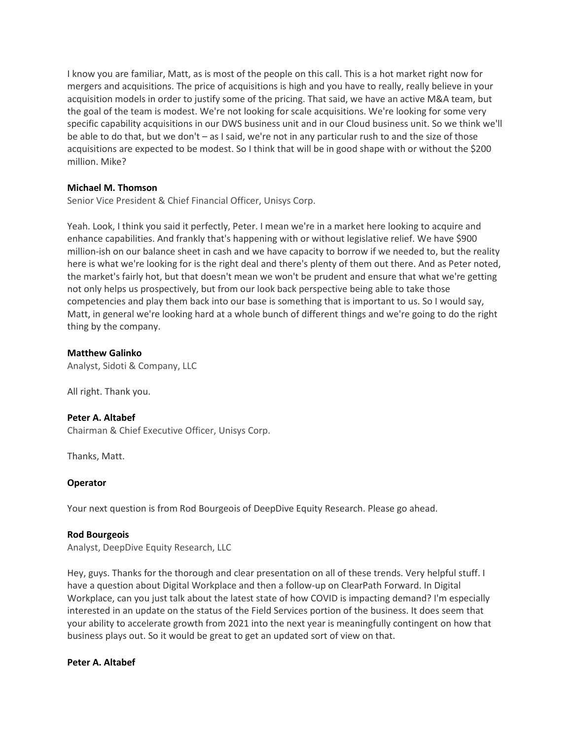I know you are familiar, Matt, as is most of the people on this call. This is a hot market right now for mergers and acquisitions. The price of acquisitions is high and you have to really, really believe in your acquisition models in order to justify some of the pricing. That said, we have an active M&A team, but the goal of the team is modest. We're not looking for scale acquisitions. We're looking for some very specific capability acquisitions in our DWS business unit and in our Cloud business unit. So we think we'll be able to do that, but we don't – as I said, we're not in any particular rush to and the size of those acquisitions are expected to be modest. So I think that will be in good shape with or without the $200 million. Mike?

**Michael M. Thomson**

Senior Vice President & Chief Financial Officer, Unisys Corp.

Yeah. Look, I think you said it perfectly, Peter. I mean we're in a market here looking to acquire and enhance capabilities. And frankly that's happening with or without legislative relief. We have $900 million-ish on our balance sheet in cash and we have capacity to borrow if we needed to, but the reality here is what we're looking for is the right deal and there's plenty of them out there. And as Peter noted, the market's fairly hot, but that doesn't mean we won't be prudent and ensure that what we're getting not only helps us prospectively, but from our look back perspective being able to take those competencies and play them back into our base is something that is important to us. So I would say, Matt, in general we're looking hard at a whole bunch of different things and we're going to do the right thing by the company.

**Matthew Galinko**

Analyst, Sidoti & Company, LLC

All right. Thank you.

**Peter A. Altabef**

Chairman & Chief Executive Officer, Unisys Corp.

Thanks, Matt.

**Operator**

Your next question is from Rod Bourgeois of DeepDive Equity Research. Please go ahead.

**Rod Bourgeois**

Analyst, DeepDive Equity Research, LLC

Hey, guys. Thanks for the thorough and clear presentation on all of these trends. Very helpful stuff. I have a question about Digital Workplace and then a follow-up on ClearPath Forward. In Digital Workplace, can you just talk about the latest state of how COVID is impacting demand? I'm especially interested in an update on the status of the Field Services portion of the business. It does seem that your ability to accelerate growth from 2021 into the next year is meaningfully contingent on how that business plays out. So it would be great to get an updated sort of view on that.

**Peter A. Altabef**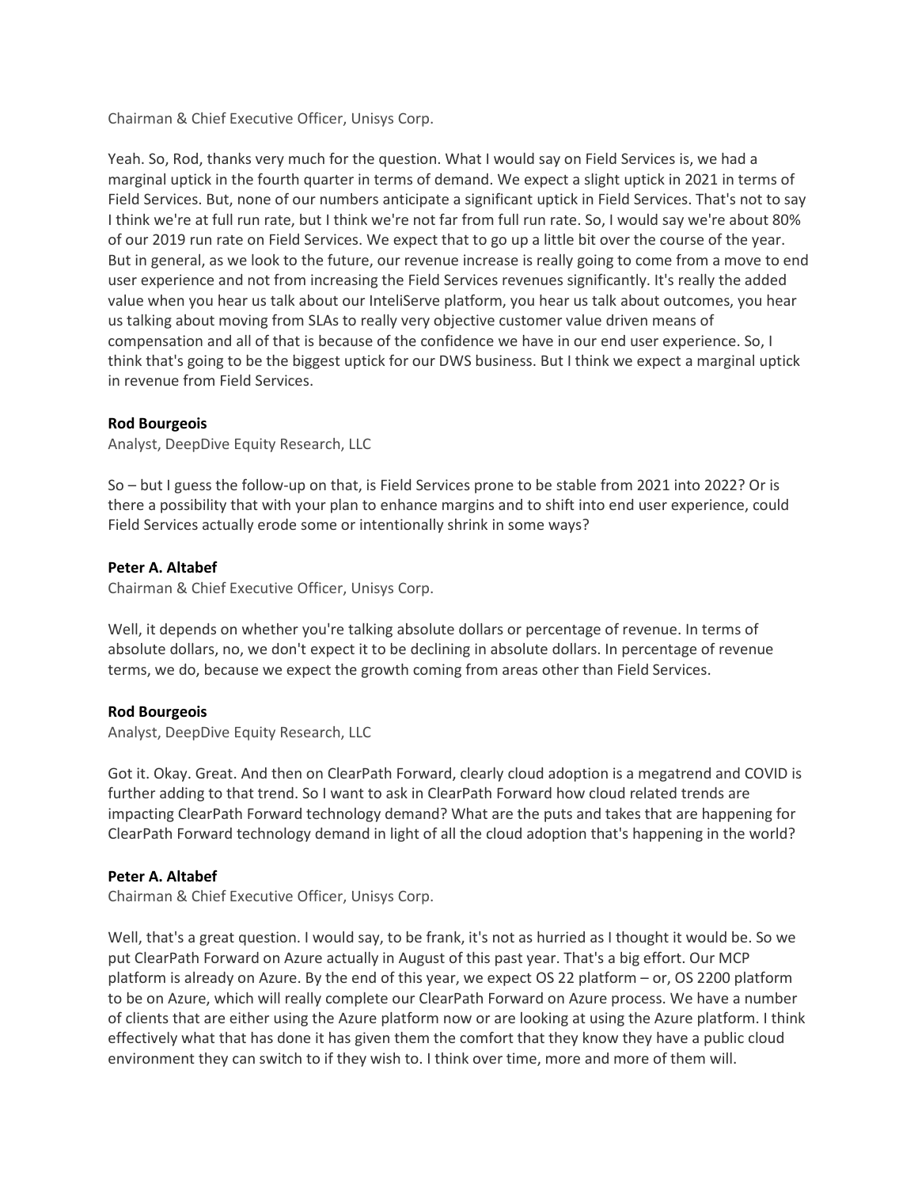Chairman & Chief Executive Officer, Unisys Corp.

Yeah. So, Rod, thanks very much for the question. What I would say on Field Services is, we had a marginal uptick in the fourth quarter in terms of demand. We expect a slight uptick in 2021 in terms of Field Services. But, none of our numbers anticipate a significant uptick in Field Services. That's not to say I think we're at full run rate, but I think we're not far from full run rate. So, I would say we're about 80% of our 2019 run rate on Field Services. We expect that to go up a little bit over the course of the year. But in general, as we look to the future, our revenue increase is really going to come from a move to end user experience and not from increasing the Field Services revenues significantly. It's really the added value when you hear us talk about our InteliServe platform, you hear us talk about outcomes, you hear us talking about moving from SLAs to really very objective customer value driven means of compensation and all of that is because of the confidence we have in our end user experience. So, I think that's going to be the biggest uptick for our DWS business. But I think we expect a marginal uptick in revenue from Field Services.

**Rod Bourgeois**

Analyst, DeepDive Equity Research, LLC

So – but I guess the follow-up on that, is Field Services prone to be stable from 2021 into 2022? Or is there a possibility that with your plan to enhance margins and to shift into end user experience, could Field Services actually erode some or intentionally shrink in some ways?

**Peter A. Altabef**

Chairman & Chief Executive Officer, Unisys Corp.

Well, it depends on whether you're talking absolute dollars or percentage of revenue. In terms of absolute dollars, no, we don't expect it to be declining in absolute dollars. In percentage of revenue terms, we do, because we expect the growth coming from areas other than Field Services.

**Rod Bourgeois**

Analyst, DeepDive Equity Research, LLC

Got it. Okay. Great. And then on ClearPath Forward, clearly cloud adoption is a megatrend and COVID is further adding to that trend. So I want to ask in ClearPath Forward how cloud related trends are impacting ClearPath Forward technology demand? What are the puts and takes that are happening for ClearPath Forward technology demand in light of all the cloud adoption that's happening in the world?

**Peter A. Altabef**

Chairman & Chief Executive Officer, Unisys Corp.

Well, that's a great question. I would say, to be frank, it's not as hurried as I thought it would be. So we put ClearPath Forward on Azure actually in August of this past year. That's a big effort. Our MCP platform is already on Azure. By the end of this year, we expect OS 22 platform – or, OS 2200 platform to be on Azure, which will really complete our ClearPath Forward on Azure process. We have a number of clients that are either using the Azure platform now or are looking at using the Azure platform. I think effectively what that has done it has given them the comfort that they know they have a public cloud environment they can switch to if they wish to. I think over time, more and more of them will.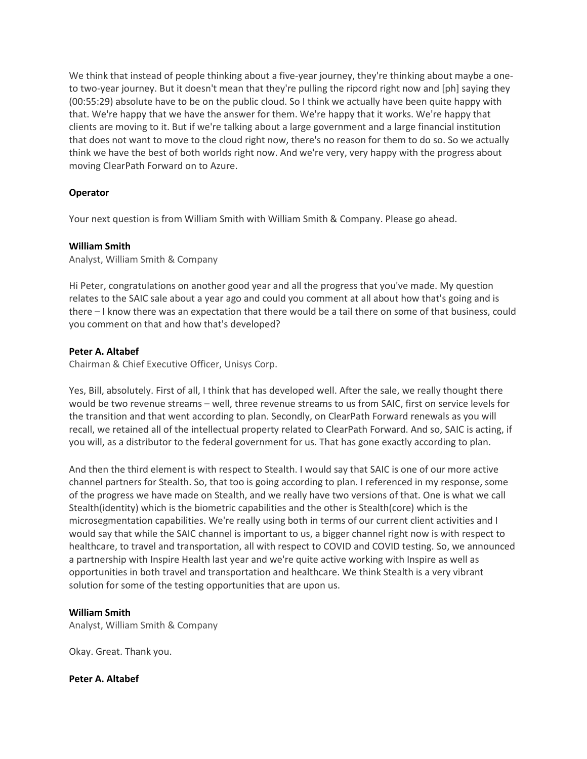We think that instead of people thinking about a five-year journey, they're thinking about maybe a one-to two-year journey. But it doesn't mean that they're pulling the ripcord right now and [ph] saying they (00:55:29) absolute have to be on the public cloud. So I think we actually have been quite happy with that. We're happy that we have the answer for them. We're happy that it works. We're happy that clients are moving to it. But if we're talking about a large government and a large financial institution that does not want to move to the cloud right now, there's no reason for them to do so. So we actually think we have the best of both worlds right now. And we're very, very happy with the progress about moving ClearPath Forward on to Azure.

**Operator**

Your next question is from William Smith with William Smith & Company. Please go ahead.

**William Smith**

Analyst, William Smith & Company

Hi Peter, congratulations on another good year and all the progress that you've made. My question relates to the SAIC sale about a year ago and could you comment at all about how that's going and is there – I know there was an expectation that there would be a tail there on some of that business, could you comment on that and how that's developed?

**Peter A. Altabef**

Chairman & Chief Executive Officer, Unisys Corp.

Yes, Bill, absolutely. First of all, I think that has developed well. After the sale, we really thought there would be two revenue streams – well, three revenue streams to us from SAIC, first on service levels for the transition and that went according to plan. Secondly, on ClearPath Forward renewals as you will recall, we retained all of the intellectual property related to ClearPath Forward. And so, SAIC is acting, if you will, as a distributor to the federal government for us. That has gone exactly according to plan.

And then the third element is with respect to Stealth. I would say that SAIC is one of our more active channel partners for Stealth. So, that too is going according to plan. I referenced in my response, some of the progress we have made on Stealth, and we really have two versions of that. One is what we call Stealth(identity) which is the biometric capabilities and the other is Stealth(core) which is the microsegmentation capabilities. We're really using both in terms of our current client activities and I would say that while the SAIC channel is important to us, a bigger channel right now is with respect to healthcare, to travel and transportation, all with respect to COVID and COVID testing. So, we announced a partnership with Inspire Health last year and we're quite active working with Inspire as well as opportunities in both travel and transportation and healthcare. We think Stealth is a very vibrant solution for some of the testing opportunities that are upon us.

**William Smith**

Analyst, William Smith & Company

Okay. Great. Thank you.

**Peter A. Altabef**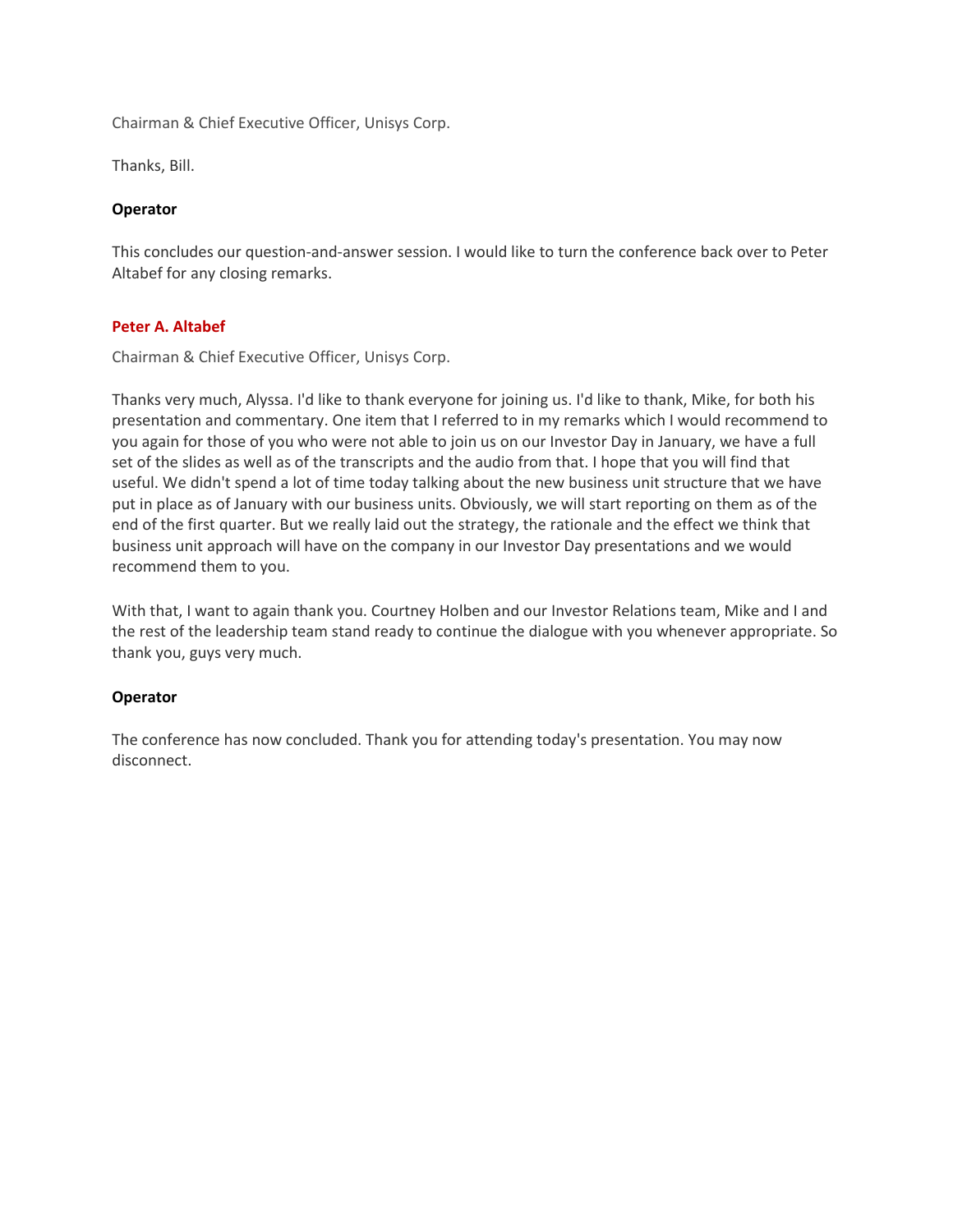Chairman & Chief Executive Officer, Unisys Corp.

Thanks, Bill.

**Operator**

This concludes our question-and-answer session. I would like to turn the conference back over to Peter Altabef for any closing remarks.

**Peter A. Altabef**

Chairman & Chief Executive Officer, Unisys Corp.

Thanks very much, Alyssa. I'd like to thank everyone for joining us. I'd like to thank, Mike, for both his presentation and commentary. One item that I referred to in my remarks which I would recommend to you again for those of you who were not able to join us on our Investor Day in January, we have a full set of the slides as well as of the transcripts and the audio from that. I hope that you will find that useful. We didn't spend a lot of time today talking about the new business unit structure that we have put in place as of January with our business units. Obviously, we will start reporting on them as of the end of the first quarter. But we really laid out the strategy, the rationale and the effect we think that business unit approach will have on the company in our Investor Day presentations and we would recommend them to you.

With that, I want to again thank you. Courtney Holben and our Investor Relations team, Mike and I and the rest of the leadership team stand ready to continue the dialogue with you whenever appropriate. So thank you, guys very much.

**Operator**

The conference has now concluded. Thank you for attending today's presentation. You may now disconnect.